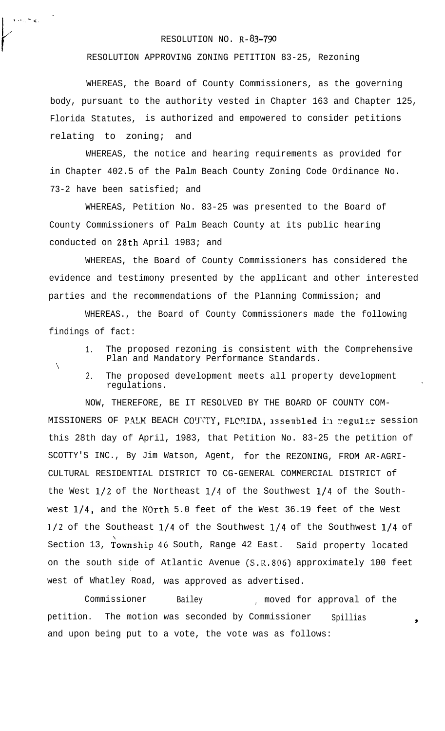RESOLUTION NO. R-83-790

RESOLUTION APPROVING ZONING PETITION 83-25, Rezoning

WHEREAS, the Board of County Commissioners, as the governing body, pursuant to the authority vested in Chapter 163 and Chapter 125, Florida Statutes, is authorized and empowered to consider petitions relating to zoning; and

WHEREAS, the notice and hearing requirements as provided for in Chapter 402.5 of the Palm Beach County Zoning Code Ordinance No. 73-2 have been satisfied; and

WHEREAS, Petition No. 83-25 was presented to the Board of County Commissioners of Palm Beach County at its public hearing conducted on 28th April 1983; and

WHEREAS, the Board of County Commissioners has considered the evidence and testimony presented by the applicant and other interested parties and the recommendations of the Planning Commission; and

WHEREAS., the Board of County Commissioners made the following findings of fact:

1. The proposed rezoning is consistent with the Comprehensive Plan and Mandatory Performance Standards.
2. The proposed development meets all property development regulations.

NOW, THEREFORE, BE IT RESOLVED BY THE BOARD OF COUNTY COMMISSIONERS OF PALM BEACH COUNTY, FLORIDA, assembled in regular session this 28th day of April, 1983, that Petition No. 83-25 the petition of SCOTTY'S INC., By Jim Watson, Agent, for the REZONING, FROM AR-AGRICULTURAL RESIDENTIAL DISTRICT TO CG-GENERAL COMMERCIAL DISTRICT of the West 1/2 of the Northeast 1/4 of the Southwest 1/4 of the Southwest 1/4, and the NOrth 5.0 feet of the West 36.19 feet of the West 1/2 of the Southeast 1/4 of the Southwest 1/4 of the Southwest 1/4 of Section 13, Township 46 South, Range 42 East. Said property located on the south side of Atlantic Avenue (S.R.806) approximately 100 feet west of Whatley Road, was approved as advertised.

Commissioner Bailey, moved for approval of the petition. The motion was seconded by Commissioner Spillias, and upon being put to a vote, the vote was as follows: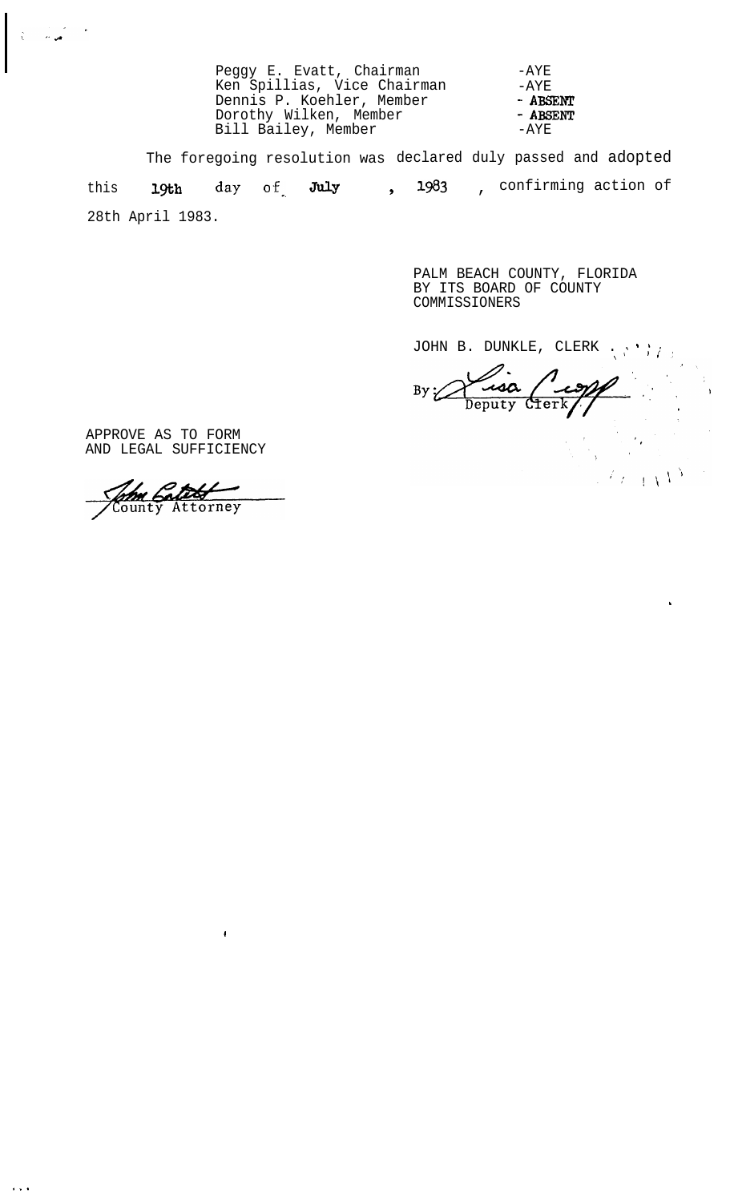| | |
|---|---|
| Peggy E. Evatt, Chairman | -AYE |
| Ken Spillias, Vice Chairman | -AYE |
| Dennis P. Koehler, Member | - ABSENT |
| Dorothy Wilken, Member | - ABSENT |
| Bill Bailey, Member | -AYE |

The foregoing resolution was declared duly passed and adopted this 19th day of July, 1983, confirming action of 28th April 1983.

PALM BEACH COUNTY, FLORIDA
BY ITS BOARD OF COUNTY COMMISSIONERS

JOHN B. DUNKLE, CLERK

By: Lisa Cropp
Deputy Clerk

APPROVE AS TO FORM
AND LEGAL SUFFICIENCY

John Cotton
County Attorney